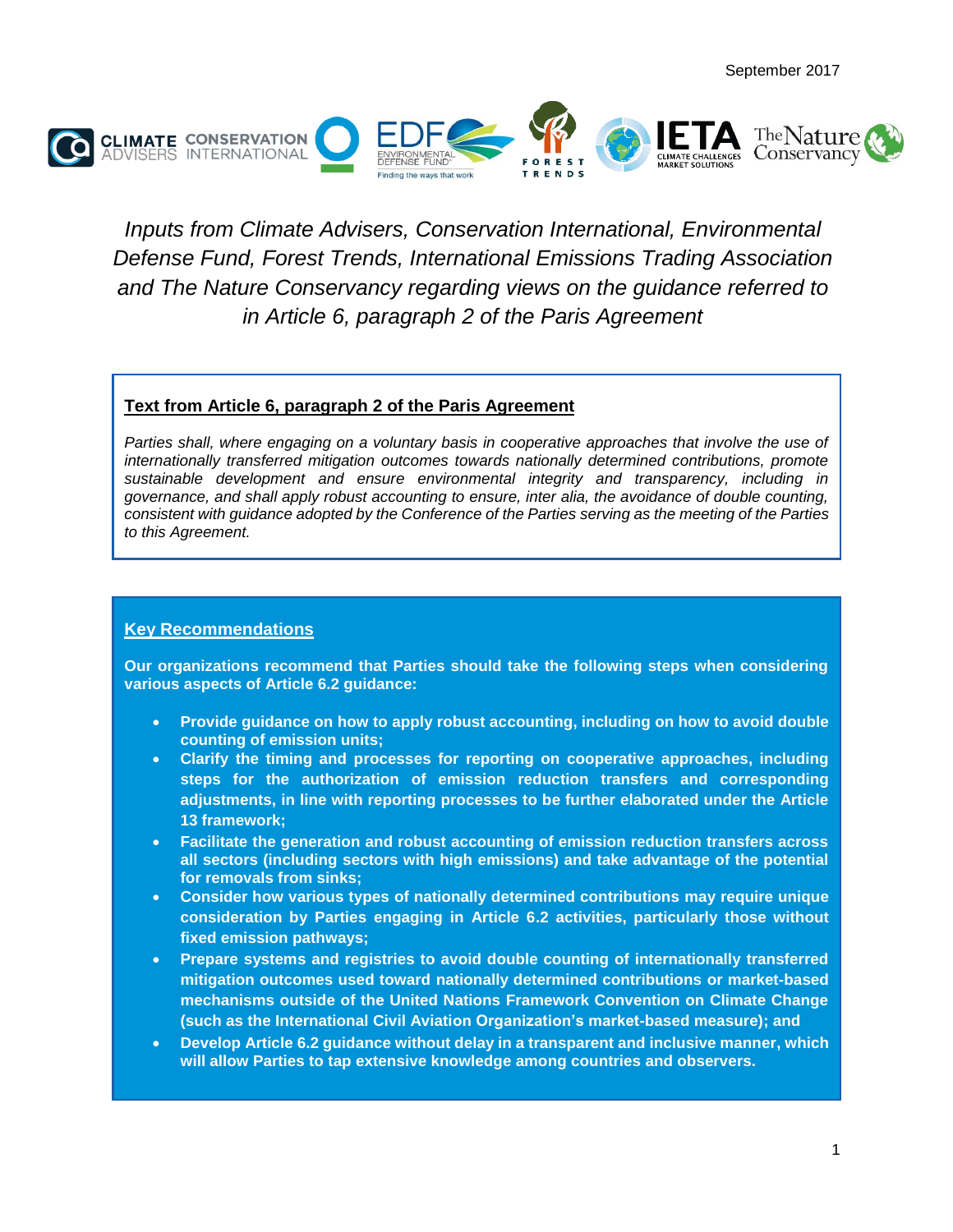September 2017

# *Inputs from Climate Advisers, Conservation International, Environmental Defense Fund, Forest Trends, International Emissions Trading Association and The Nature Conservancy regarding views on the guidance referred to in Article 6, paragraph 2 of the Paris Agreement*

**Text from Article 6, paragraph 2 of the Paris Agreement**

*Parties shall, where engaging on a voluntary basis in cooperative approaches that involve the use of internationally transferred mitigation outcomes towards nationally determined contributions, promote sustainable development and ensure environmental integrity and transparency, including in governance, and shall apply robust accounting to ensure, inter alia, the avoidance of double counting, consistent with guidance adopted by the Conference of the Parties serving as the meeting of the Parties to this Agreement.*

**Key Recommendations**

**Our organizations recommend that Parties should take the following steps when considering various aspects of Article 6.2 guidance:**

- **Provide guidance on how to apply robust accounting, including on how to avoid double counting of emission units;**
- **Clarify the timing and processes for reporting on cooperative approaches, including steps for the authorization of emission reduction transfers and corresponding adjustments, in line with reporting processes to be further elaborated under the Article 13 framework;**
- **Facilitate the generation and robust accounting of emission reduction transfers across all sectors (including sectors with high emissions) and take advantage of the potential for removals from sinks;**
- **Consider how various types of nationally determined contributions may require unique consideration by Parties engaging in Article 6.2 activities, particularly those without fixed emission pathways;**
- **Prepare systems and registries to avoid double counting of internationally transferred mitigation outcomes used toward nationally determined contributions or market-based mechanisms outside of the United Nations Framework Convention on Climate Change (such as the International Civil Aviation Organization's market-based measure); and**
- **Develop Article 6.2 guidance without delay in a transparent and inclusive manner, which will allow Parties to tap extensive knowledge among countries and observers.**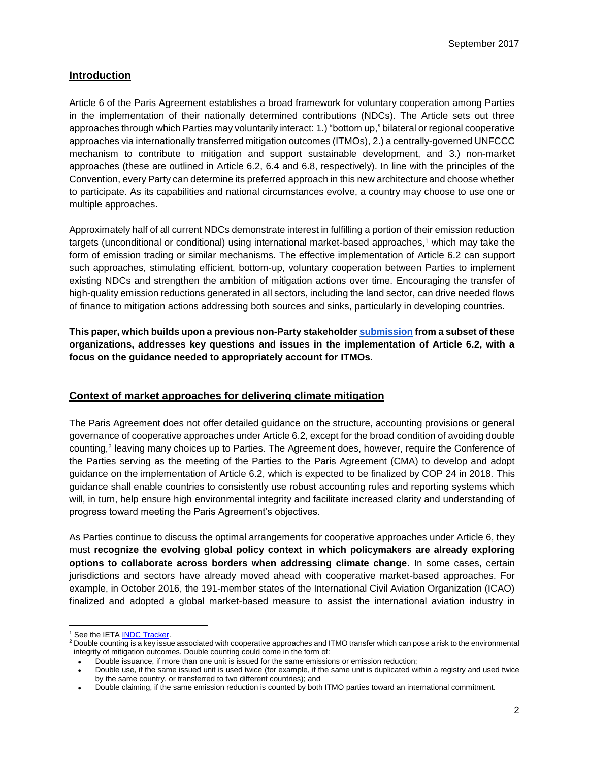## Introduction

Article 6 of the Paris Agreement establishes a broad framework for voluntary cooperation among Parties in the implementation of their nationally determined contributions (NDCs). The Article sets out three approaches through which Parties may voluntarily interact: 1.) "bottom up," bilateral or regional cooperative approaches via internationally transferred mitigation outcomes (ITMOs), 2.) a centrally-governed UNFCCC mechanism to contribute to mitigation and support sustainable development, and 3.) non-market approaches (these are outlined in Article 6.2, 6.4 and 6.8, respectively). In line with the principles of the Convention, every Party can determine its preferred approach in this new architecture and choose whether to participate. As its capabilities and national circumstances evolve, a country may choose to use one or multiple approaches.

Approximately half of all current NDCs demonstrate interest in fulfilling a portion of their emission reduction targets (unconditional or conditional) using international market-based approaches,[1] which may take the form of emission trading or similar mechanisms. The effective implementation of Article 6.2 can support such approaches, stimulating efficient, bottom-up, voluntary cooperation between Parties to implement existing NDCs and strengthen the ambition of mitigation actions over time. Encouraging the transfer of high-quality emission reductions generated in all sectors, including the land sector, can drive needed flows of finance to mitigation actions addressing both sources and sinks, particularly in developing countries.

**This paper, which builds upon a previous non-Party stakeholder submission from a subset of these organizations, addresses key questions and issues in the implementation of Article 6.2, with a focus on the guidance needed to appropriately account for ITMOs.**

## Context of market approaches for delivering climate mitigation

The Paris Agreement does not offer detailed guidance on the structure, accounting provisions or general governance of cooperative approaches under Article 6.2, except for the broad condition of avoiding double counting,[2] leaving many choices up to Parties. The Agreement does, however, require the Conference of the Parties serving as the meeting of the Parties to the Paris Agreement (CMA) to develop and adopt guidance on the implementation of Article 6.2, which is expected to be finalized by COP 24 in 2018. This guidance shall enable countries to consistently use robust accounting rules and reporting systems which will, in turn, help ensure high environmental integrity and facilitate increased clarity and understanding of progress toward meeting the Paris Agreement's objectives.

As Parties continue to discuss the optimal arrangements for cooperative approaches under Article 6, they must **recognize the evolving global policy context in which policymakers are already exploring options to collaborate across borders when addressing climate change**. In some cases, certain jurisdictions and sectors have already moved ahead with cooperative market-based approaches. For example, in October 2016, the 191-member states of the International Civil Aviation Organization (ICAO) finalized and adopted a global market-based measure to assist the international aviation industry in

---

[1] See the IETA INDC Tracker.

[2] Double counting is a key issue associated with cooperative approaches and ITMO transfer which can pose a risk to the environmental integrity of mitigation outcomes. Double counting could come in the form of:

- Double issuance, if more than one unit is issued for the same emissions or emission reduction;
- Double use, if the same issued unit is used twice (for example, if the same unit is duplicated within a registry and used twice by the same country, or transferred to two different countries); and
- Double claiming, if the same emission reduction is counted by both ITMO parties toward an international commitment.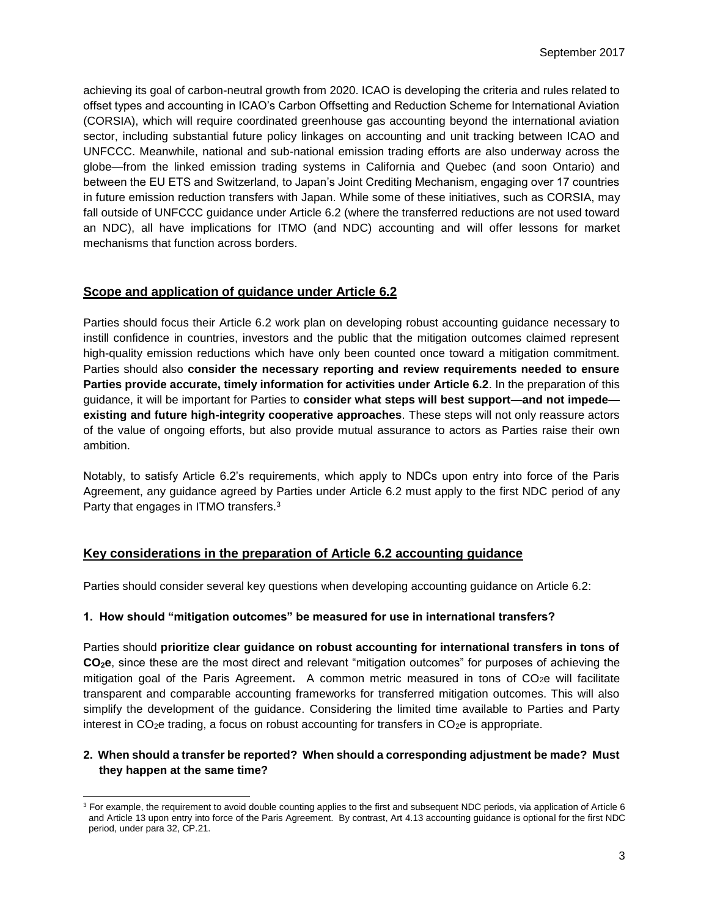achieving its goal of carbon-neutral growth from 2020. ICAO is developing the criteria and rules related to offset types and accounting in ICAO's Carbon Offsetting and Reduction Scheme for International Aviation (CORSIA), which will require coordinated greenhouse gas accounting beyond the international aviation sector, including substantial future policy linkages on accounting and unit tracking between ICAO and UNFCCC. Meanwhile, national and sub-national emission trading efforts are also underway across the globe—from the linked emission trading systems in California and Quebec (and soon Ontario) and between the EU ETS and Switzerland, to Japan's Joint Crediting Mechanism, engaging over 17 countries in future emission reduction transfers with Japan. While some of these initiatives, such as CORSIA, may fall outside of UNFCCC guidance under Article 6.2 (where the transferred reductions are not used toward an NDC), all have implications for ITMO (and NDC) accounting and will offer lessons for market mechanisms that function across borders.

## Scope and application of guidance under Article 6.2

Parties should focus their Article 6.2 work plan on developing robust accounting guidance necessary to instill confidence in countries, investors and the public that the mitigation outcomes claimed represent high-quality emission reductions which have only been counted once toward a mitigation commitment. Parties should also **consider the necessary reporting and review requirements needed to ensure Parties provide accurate, timely information for activities under Article 6.2**. In the preparation of this guidance, it will be important for Parties to **consider what steps will best support—and not impede—existing and future high-integrity cooperative approaches**. These steps will not only reassure actors of the value of ongoing efforts, but also provide mutual assurance to actors as Parties raise their own ambition.

Notably, to satisfy Article 6.2's requirements, which apply to NDCs upon entry into force of the Paris Agreement, any guidance agreed by Parties under Article 6.2 must apply to the first NDC period of any Party that engages in ITMO transfers.[3]

## Key considerations in the preparation of Article 6.2 accounting guidance

Parties should consider several key questions when developing accounting guidance on Article 6.2:

### 1. How should "mitigation outcomes" be measured for use in international transfers?

Parties should **prioritize clear guidance on robust accounting for international transfers in tons of $CO_2$e**, since these are the most direct and relevant "mitigation outcomes" for purposes of achieving the mitigation goal of the Paris Agreement**.** A common metric measured in tons of $CO_2$e will facilitate transparent and comparable accounting frameworks for transferred mitigation outcomes. This will also simplify the development of the guidance. Considering the limited time available to Parties and Party interest in $CO_2$e trading, a focus on robust accounting for transfers in $CO_2$e is appropriate.

### 2. When should a transfer be reported? When should a corresponding adjustment be made? Must they happen at the same time?

---

[3] For example, the requirement to avoid double counting applies to the first and subsequent NDC periods, via application of Article 6 and Article 13 upon entry into force of the Paris Agreement. By contrast, Art 4.13 accounting guidance is optional for the first NDC period, under para 32, CP.21.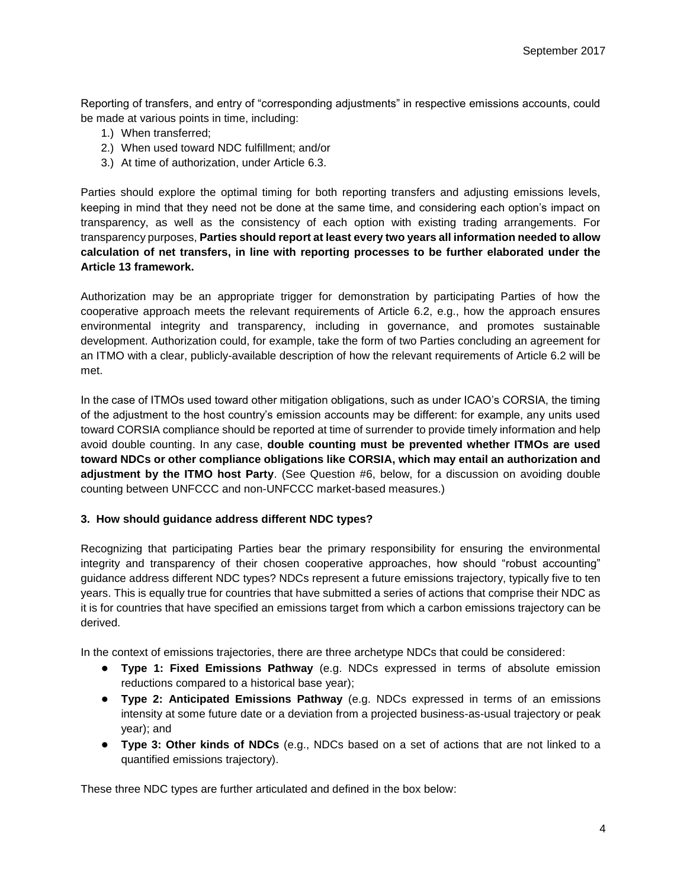Reporting of transfers, and entry of "corresponding adjustments" in respective emissions accounts, could be made at various points in time, including:

1.) When transferred;
2.) When used toward NDC fulfillment; and/or
3.) At time of authorization, under Article 6.3.

Parties should explore the optimal timing for both reporting transfers and adjusting emissions levels, keeping in mind that they need not be done at the same time, and considering each option's impact on transparency, as well as the consistency of each option with existing trading arrangements. For transparency purposes, **Parties should report at least every two years all information needed to allow calculation of net transfers, in line with reporting processes to be further elaborated under the Article 13 framework.**

Authorization may be an appropriate trigger for demonstration by participating Parties of how the cooperative approach meets the relevant requirements of Article 6.2, e.g., how the approach ensures environmental integrity and transparency, including in governance, and promotes sustainable development. Authorization could, for example, take the form of two Parties concluding an agreement for an ITMO with a clear, publicly-available description of how the relevant requirements of Article 6.2 will be met.

In the case of ITMOs used toward other mitigation obligations, such as under ICAO's CORSIA, the timing of the adjustment to the host country's emission accounts may be different: for example, any units used toward CORSIA compliance should be reported at time of surrender to provide timely information and help avoid double counting. In any case, **double counting must be prevented whether ITMOs are used toward NDCs or other compliance obligations like CORSIA, which may entail an authorization and adjustment by the ITMO host Party**. (See Question #6, below, for a discussion on avoiding double counting between UNFCCC and non-UNFCCC market-based measures.)

### 3. How should guidance address different NDC types?

Recognizing that participating Parties bear the primary responsibility for ensuring the environmental integrity and transparency of their chosen cooperative approaches, how should "robust accounting" guidance address different NDC types? NDCs represent a future emissions trajectory, typically five to ten years. This is equally true for countries that have submitted a series of actions that comprise their NDC as it is for countries that have specified an emissions target from which a carbon emissions trajectory can be derived.

In the context of emissions trajectories, there are three archetype NDCs that could be considered:

- **Type 1: Fixed Emissions Pathway** (e.g. NDCs expressed in terms of absolute emission reductions compared to a historical base year);
- **Type 2: Anticipated Emissions Pathway** (e.g. NDCs expressed in terms of an emissions intensity at some future date or a deviation from a projected business-as-usual trajectory or peak year); and
- **Type 3: Other kinds of NDCs** (e.g., NDCs based on a set of actions that are not linked to a quantified emissions trajectory).

These three NDC types are further articulated and defined in the box below: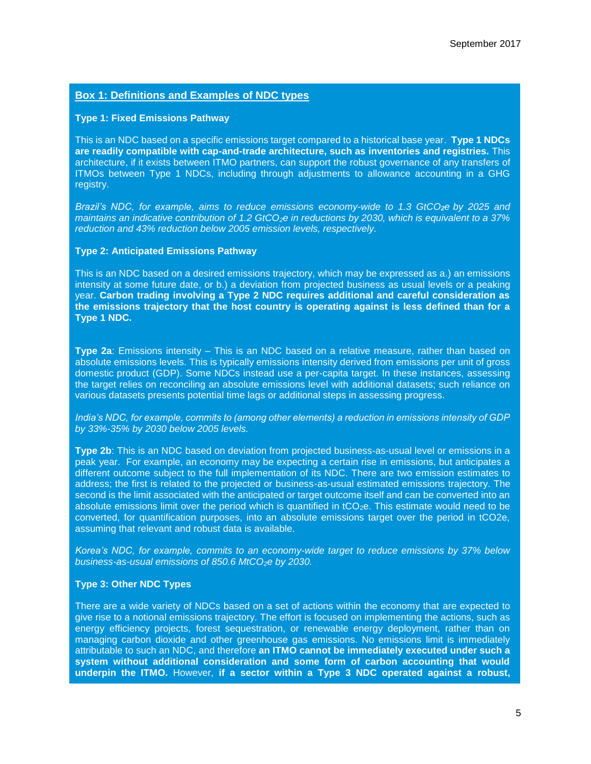### Box 1: Definitions and Examples of NDC types

**Type 1: Fixed Emissions Pathway**

This is an NDC based on a specific emissions target compared to a historical base year. **Type 1 NDCs are readily compatible with cap-and-trade architecture, such as inventories and registries.** This architecture, if it exists between ITMO partners, can support the robust governance of any transfers of ITMOs between Type 1 NDCs, including through adjustments to allowance accounting in a GHG registry.

*Brazil's NDC, for example, aims to reduce emissions economy-wide to 1.3 GtCO$_2$e by 2025 and maintains an indicative contribution of 1.2 GtCO$_2$e in reductions by 2030, which is equivalent to a 37% reduction and 43% reduction below 2005 emission levels, respectively.*

**Type 2: Anticipated Emissions Pathway**

This is an NDC based on a desired emissions trajectory, which may be expressed as a.) an emissions intensity at some future date, or b.) a deviation from projected business as usual levels or a peaking year. **Carbon trading involving a Type 2 NDC requires additional and careful consideration as the emissions trajectory that the host country is operating against is less defined than for a Type 1 NDC.**

**Type 2a**: Emissions intensity – This is an NDC based on a relative measure, rather than based on absolute emissions levels. This is typically emissions intensity derived from emissions per unit of gross domestic product (GDP). Some NDCs instead use a per-capita target. In these instances, assessing the target relies on reconciling an absolute emissions level with additional datasets; such reliance on various datasets presents potential time lags or additional steps in assessing progress.

*India's NDC, for example, commits to (among other elements) a reduction in emissions intensity of GDP by 33%-35% by 2030 below 2005 levels.*

**Type 2b**: This is an NDC based on deviation from projected business-as-usual level or emissions in a peak year. For example, an economy may be expecting a certain rise in emissions, but anticipates a different outcome subject to the full implementation of its NDC. There are two emission estimates to address; the first is related to the projected or business-as-usual estimated emissions trajectory. The second is the limit associated with the anticipated or target outcome itself and can be converted into an absolute emissions limit over the period which is quantified in tCO$_2$e. This estimate would need to be converted, for quantification purposes, into an absolute emissions target over the period in tCO2e, assuming that relevant and robust data is available.

*Korea's NDC, for example, commits to an economy-wide target to reduce emissions by 37% below business-as-usual emissions of 850.6 MtCO$_2$e by 2030.*

**Type 3: Other NDC Types**

There are a wide variety of NDCs based on a set of actions within the economy that are expected to give rise to a notional emissions trajectory. The effort is focused on implementing the actions, such as energy efficiency projects, forest sequestration, or renewable energy deployment, rather than on managing carbon dioxide and other greenhouse gas emissions. No emissions limit is immediately attributable to such an NDC, and therefore **an ITMO cannot be immediately executed under such a system without additional consideration and some form of carbon accounting that would underpin the ITMO.** However, **if a sector within a Type 3 NDC operated against a robust,**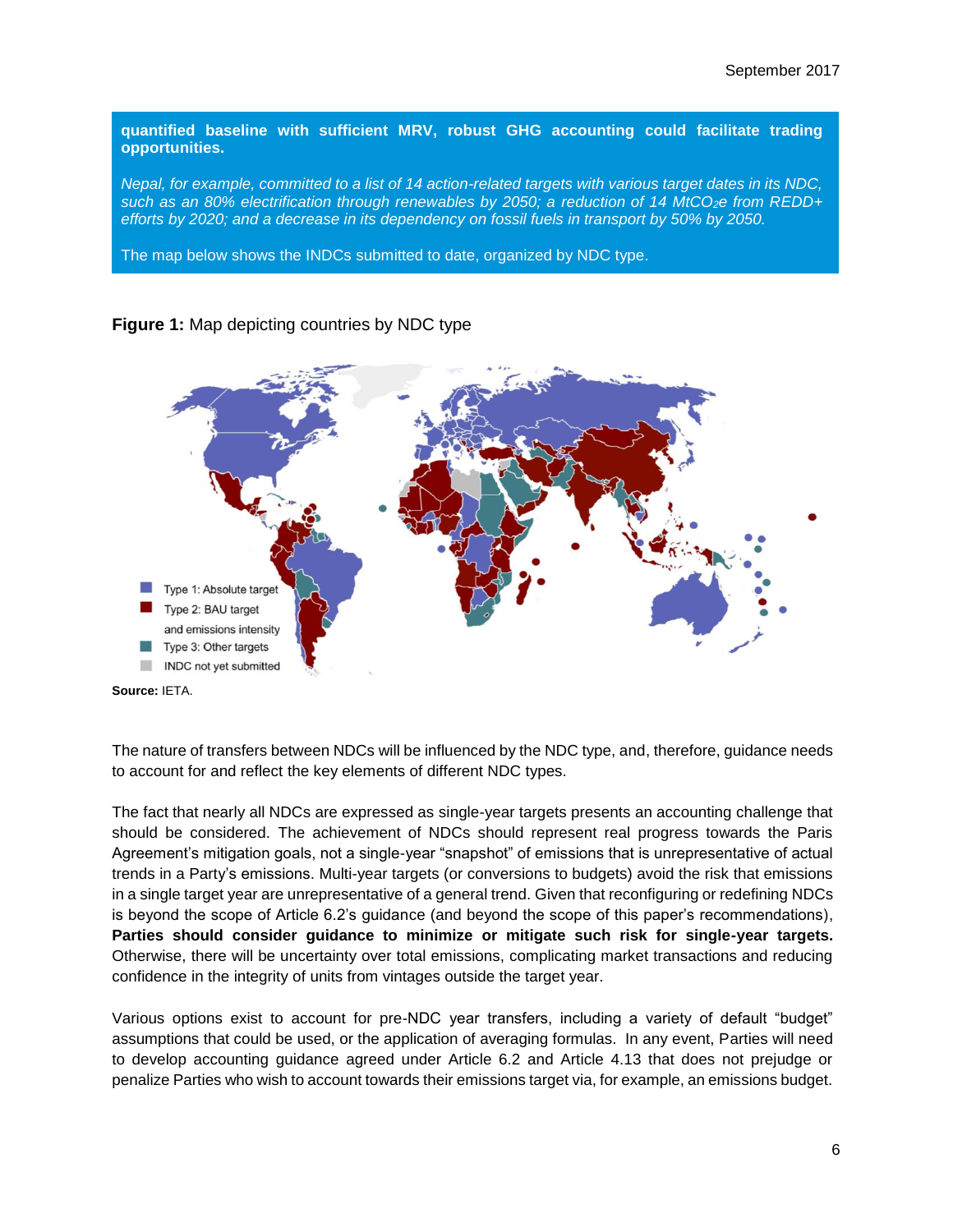**quantified baseline with sufficient MRV, robust GHG accounting could facilitate trading opportunities.**

*Nepal, for example, committed to a list of 14 action-related targets with various target dates in its NDC, such as an 80% electrification through renewables by 2050; a reduction of 14 $MtCO_2e$ from REDD+ efforts by 2020; and a decrease in its dependency on fossil fuels in transport by 50% by 2050.*

The map below shows the INDCs submitted to date, organized by NDC type.

**Figure 1:** Map depicting countries by NDC type

Type 1: Absolute target
Type 2: BAU target and emissions intensity
Type 3: Other targets
INDC not yet submitted

**Source:** IETA.

The nature of transfers between NDCs will be influenced by the NDC type, and, therefore, guidance needs to account for and reflect the key elements of different NDC types.

The fact that nearly all NDCs are expressed as single-year targets presents an accounting challenge that should be considered. The achievement of NDCs should represent real progress towards the Paris Agreement's mitigation goals, not a single-year "snapshot" of emissions that is unrepresentative of actual trends in a Party's emissions. Multi-year targets (or conversions to budgets) avoid the risk that emissions in a single target year are unrepresentative of a general trend. Given that reconfiguring or redefining NDCs is beyond the scope of Article 6.2's guidance (and beyond the scope of this paper's recommendations), **Parties should consider guidance to minimize or mitigate such risk for single-year targets.** Otherwise, there will be uncertainty over total emissions, complicating market transactions and reducing confidence in the integrity of units from vintages outside the target year.

Various options exist to account for pre-NDC year transfers, including a variety of default "budget" assumptions that could be used, or the application of averaging formulas. In any event, Parties will need to develop accounting guidance agreed under Article 6.2 and Article 4.13 that does not prejudge or penalize Parties who wish to account towards their emissions target via, for example, an emissions budget.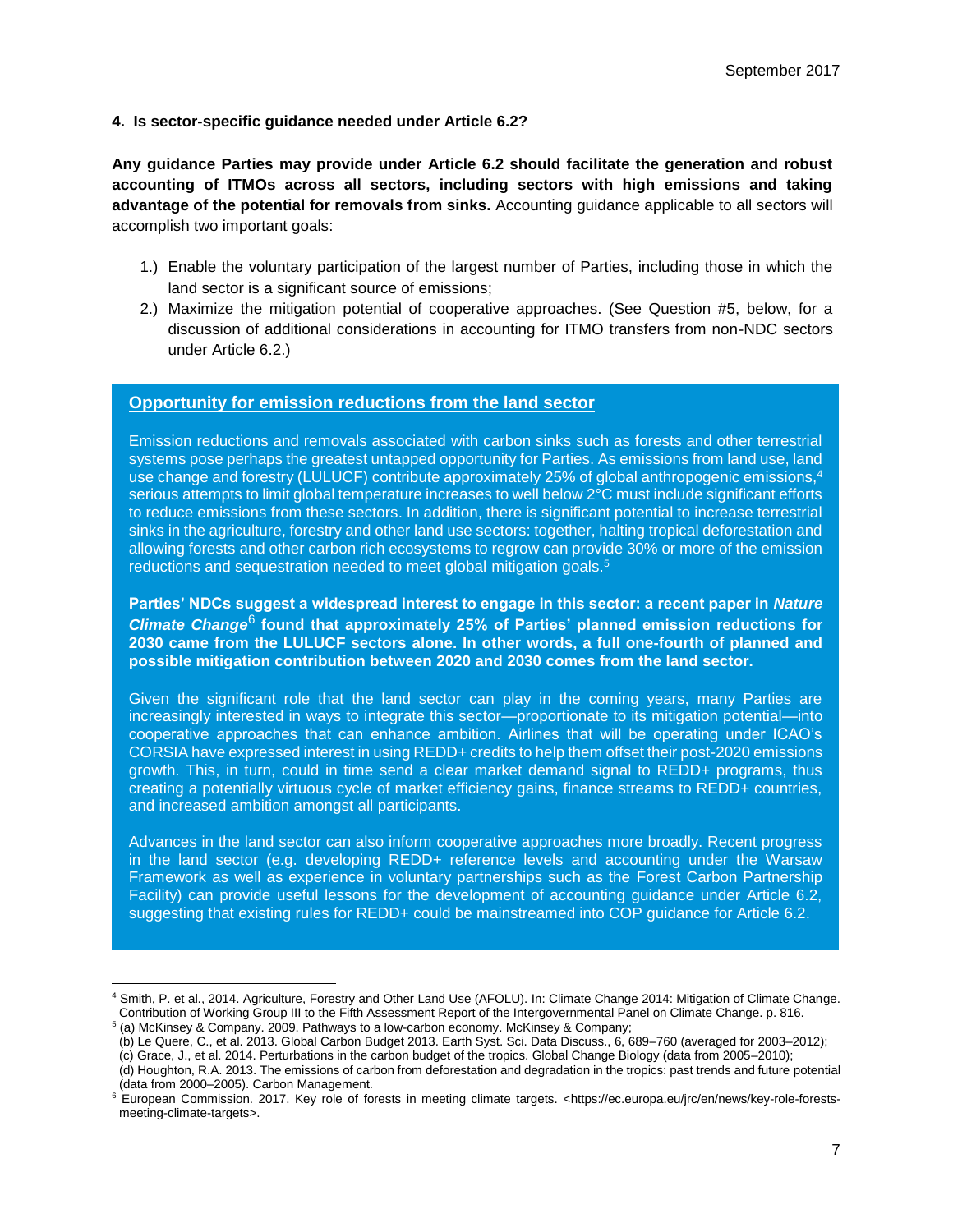**4. Is sector-specific guidance needed under Article 6.2?**

**Any guidance Parties may provide under Article 6.2 should facilitate the generation and robust accounting of ITMOs across all sectors, including sectors with high emissions and taking advantage of the potential for removals from sinks.** Accounting guidance applicable to all sectors will accomplish two important goals:

1.) Enable the voluntary participation of the largest number of Parties, including those in which the land sector is a significant source of emissions;
2.) Maximize the mitigation potential of cooperative approaches. (See Question #5, below, for a discussion of additional considerations in accounting for ITMO transfers from non-NDC sectors under Article 6.2.)

**Opportunity for emission reductions from the land sector**

Emission reductions and removals associated with carbon sinks such as forests and other terrestrial systems pose perhaps the greatest untapped opportunity for Parties. As emissions from land use, land use change and forestry (LULUCF) contribute approximately 25% of global anthropogenic emissions,[4] serious attempts to limit global temperature increases to well below 2°C must include significant efforts to reduce emissions from these sectors. In addition, there is significant potential to increase terrestrial sinks in the agriculture, forestry and other land use sectors: together, halting tropical deforestation and allowing forests and other carbon rich ecosystems to regrow can provide 30% or more of the emission reductions and sequestration needed to meet global mitigation goals.[5]

**Parties' NDCs suggest a widespread interest to engage in this sector: a recent paper in *Nature Climate Change*[6] found that approximately 25% of Parties' planned emission reductions for 2030 came from the LULUCF sectors alone. In other words, a full one-fourth of planned and possible mitigation contribution between 2020 and 2030 comes from the land sector.**

Given the significant role that the land sector can play in the coming years, many Parties are increasingly interested in ways to integrate this sector—proportionate to its mitigation potential—into cooperative approaches that can enhance ambition. Airlines that will be operating under ICAO's CORSIA have expressed interest in using REDD+ credits to help them offset their post-2020 emissions growth. This, in turn, could in time send a clear market demand signal to REDD+ programs, thus creating a potentially virtuous cycle of market efficiency gains, finance streams to REDD+ countries, and increased ambition amongst all participants.

Advances in the land sector can also inform cooperative approaches more broadly. Recent progress in the land sector (e.g. developing REDD+ reference levels and accounting under the Warsaw Framework as well as experience in voluntary partnerships such as the Forest Carbon Partnership Facility) can provide useful lessons for the development of accounting guidance under Article 6.2, suggesting that existing rules for REDD+ could be mainstreamed into COP guidance for Article 6.2.

---

[4] Smith, P. et al., 2014. Agriculture, Forestry and Other Land Use (AFOLU). In: Climate Change 2014: Mitigation of Climate Change. Contribution of Working Group III to the Fifth Assessment Report of the Intergovernmental Panel on Climate Change. p. 816.

[5] (a) McKinsey & Company. 2009. Pathways to a low-carbon economy. McKinsey & Company;
(b) Le Quere, C., et al. 2013. Global Carbon Budget 2013. Earth Syst. Sci. Data Discuss., 6, 689–760 (averaged for 2003–2012);
(c) Grace, J., et al. 2014. Perturbations in the carbon budget of the tropics. Global Change Biology (data from 2005–2010);
(d) Houghton, R.A. 2013. The emissions of carbon from deforestation and degradation in the tropics: past trends and future potential (data from 2000–2005). Carbon Management.

[6] European Commission. 2017. Key role of forests in meeting climate targets. <https://ec.europa.eu/jrc/en/news/key-role-forests-meeting-climate-targets>.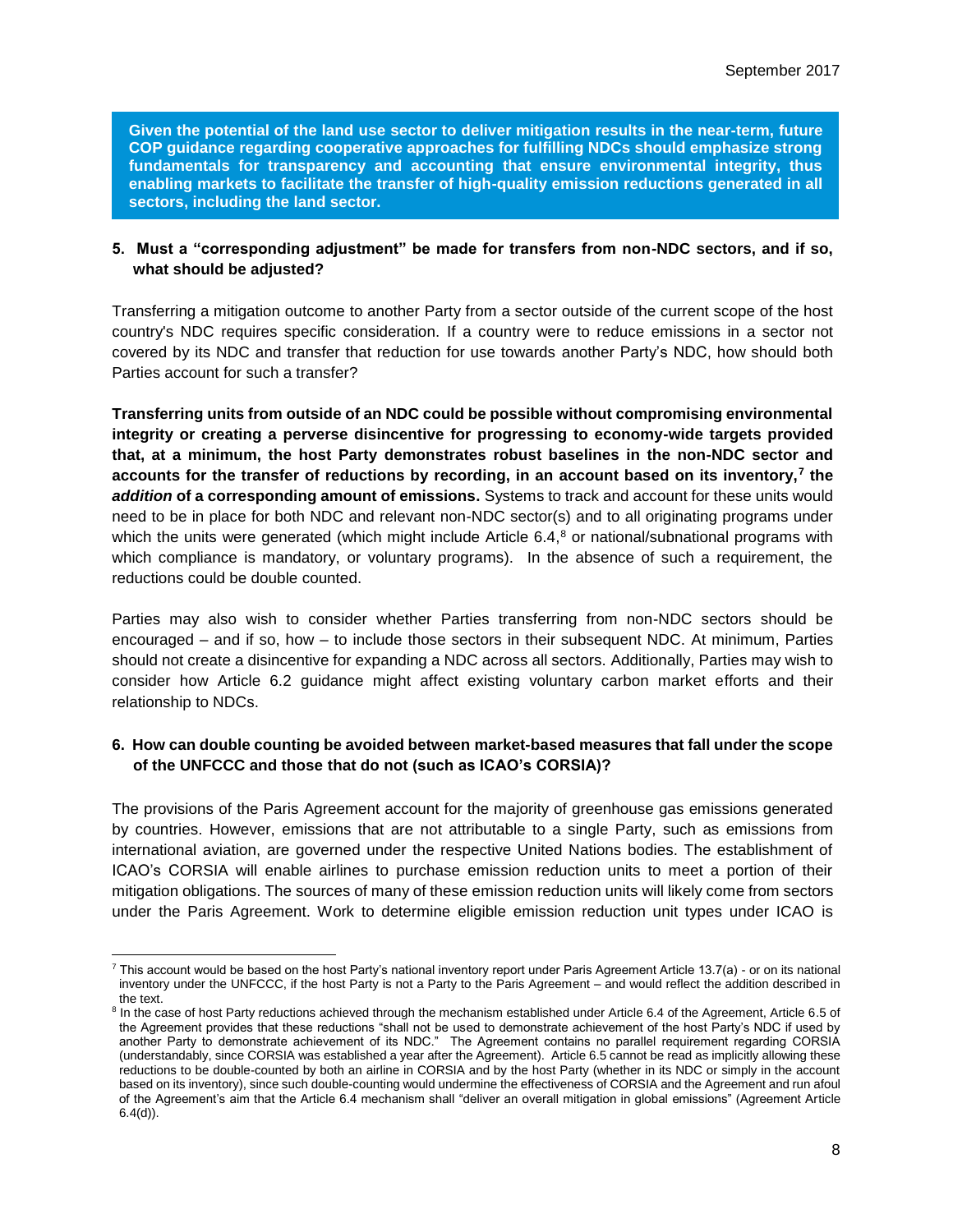**Given the potential of the land use sector to deliver mitigation results in the near-term, future COP guidance regarding cooperative approaches for fulfilling NDCs should emphasize strong fundamentals for transparency and accounting that ensure environmental integrity, thus enabling markets to facilitate the transfer of high-quality emission reductions generated in all sectors, including the land sector.**

### 5. Must a "corresponding adjustment" be made for transfers from non-NDC sectors, and if so, what should be adjusted?

Transferring a mitigation outcome to another Party from a sector outside of the current scope of the host country's NDC requires specific consideration. If a country were to reduce emissions in a sector not covered by its NDC and transfer that reduction for use towards another Party's NDC, how should both Parties account for such a transfer?

**Transferring units from outside of an NDC could be possible without compromising environmental integrity or creating a perverse disincentive for progressing to economy-wide targets provided that, at a minimum, the host Party demonstrates robust baselines in the non-NDC sector and accounts for the transfer of reductions by recording, in an account based on its inventory,[7] the *addition* of a corresponding amount of emissions.** Systems to track and account for these units would need to be in place for both NDC and relevant non-NDC sector(s) and to all originating programs under which the units were generated (which might include Article 6.4,[8] or national/subnational programs with which compliance is mandatory, or voluntary programs). In the absence of such a requirement, the reductions could be double counted.

Parties may also wish to consider whether Parties transferring from non-NDC sectors should be encouraged – and if so, how – to include those sectors in their subsequent NDC. At minimum, Parties should not create a disincentive for expanding a NDC across all sectors. Additionally, Parties may wish to consider how Article 6.2 guidance might affect existing voluntary carbon market efforts and their relationship to NDCs.

### 6. How can double counting be avoided between market-based measures that fall under the scope of the UNFCCC and those that do not (such as ICAO's CORSIA)?

The provisions of the Paris Agreement account for the majority of greenhouse gas emissions generated by countries. However, emissions that are not attributable to a single Party, such as emissions from international aviation, are governed under the respective United Nations bodies. The establishment of ICAO's CORSIA will enable airlines to purchase emission reduction units to meet a portion of their mitigation obligations. The sources of many of these emission reduction units will likely come from sectors under the Paris Agreement. Work to determine eligible emission reduction unit types under ICAO is

---

[7] This account would be based on the host Party's national inventory report under Paris Agreement Article 13.7(a) - or on its national inventory under the UNFCCC, if the host Party is not a Party to the Paris Agreement – and would reflect the addition described in the text.

[8] In the case of host Party reductions achieved through the mechanism established under Article 6.4 of the Agreement, Article 6.5 of the Agreement provides that these reductions "shall not be used to demonstrate achievement of the host Party's NDC if used by another Party to demonstrate achievement of its NDC." The Agreement contains no parallel requirement regarding CORSIA (understandably, since CORSIA was established a year after the Agreement). Article 6.5 cannot be read as implicitly allowing these reductions to be double-counted by both an airline in CORSIA and by the host Party (whether in its NDC or simply in the account based on its inventory), since such double-counting would undermine the effectiveness of CORSIA and the Agreement and run afoul of the Agreement's aim that the Article 6.4 mechanism shall "deliver an overall mitigation in global emissions" (Agreement Article 6.4(d)).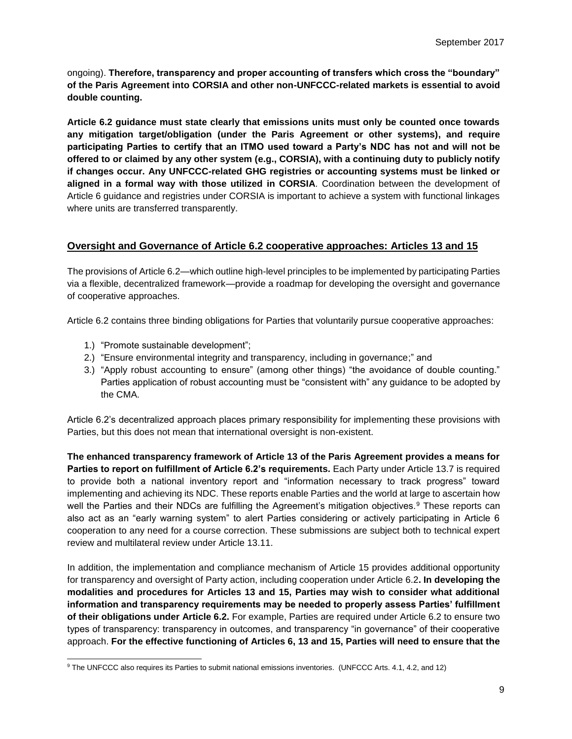ongoing). **Therefore, transparency and proper accounting of transfers which cross the "boundary" of the Paris Agreement into CORSIA and other non-UNFCCC-related markets is essential to avoid double counting.**

**Article 6.2 guidance must state clearly that emissions units must only be counted once towards any mitigation target/obligation (under the Paris Agreement or other systems), and require participating Parties to certify that an ITMO used toward a Party's NDC has not and will not be offered to or claimed by any other system (e.g., CORSIA), with a continuing duty to publicly notify if changes occur. Any UNFCCC-related GHG registries or accounting systems must be linked or aligned in a formal way with those utilized in CORSIA**. Coordination between the development of Article 6 guidance and registries under CORSIA is important to achieve a system with functional linkages where units are transferred transparently.

## Oversight and Governance of Article 6.2 cooperative approaches: Articles 13 and 15

The provisions of Article 6.2—which outline high-level principles to be implemented by participating Parties via a flexible, decentralized framework—provide a roadmap for developing the oversight and governance of cooperative approaches.

Article 6.2 contains three binding obligations for Parties that voluntarily pursue cooperative approaches:

1.) "Promote sustainable development";
2.) "Ensure environmental integrity and transparency, including in governance;" and
3.) "Apply robust accounting to ensure" (among other things) "the avoidance of double counting." Parties application of robust accounting must be "consistent with" any guidance to be adopted by the CMA.

Article 6.2's decentralized approach places primary responsibility for implementing these provisions with Parties, but this does not mean that international oversight is non-existent.

**The enhanced transparency framework of Article 13 of the Paris Agreement provides a means for Parties to report on fulfillment of Article 6.2's requirements.** Each Party under Article 13.7 is required to provide both a national inventory report and "information necessary to track progress" toward implementing and achieving its NDC. These reports enable Parties and the world at large to ascertain how well the Parties and their NDCs are fulfilling the Agreement's mitigation objectives.[9] These reports can also act as an "early warning system" to alert Parties considering or actively participating in Article 6 cooperation to any need for a course correction. These submissions are subject both to technical expert review and multilateral review under Article 13.11.

In addition, the implementation and compliance mechanism of Article 15 provides additional opportunity for transparency and oversight of Party action, including cooperation under Article 6.2**. In developing the modalities and procedures for Articles 13 and 15, Parties may wish to consider what additional information and transparency requirements may be needed to properly assess Parties' fulfillment of their obligations under Article 6.2.** For example, Parties are required under Article 6.2 to ensure two types of transparency: transparency in outcomes, and transparency "in governance" of their cooperative approach. **For the effective functioning of Articles 6, 13 and 15, Parties will need to ensure that the**

[9] The UNFCCC also requires its Parties to submit national emissions inventories. (UNFCCC Arts. 4.1, 4.2, and 12)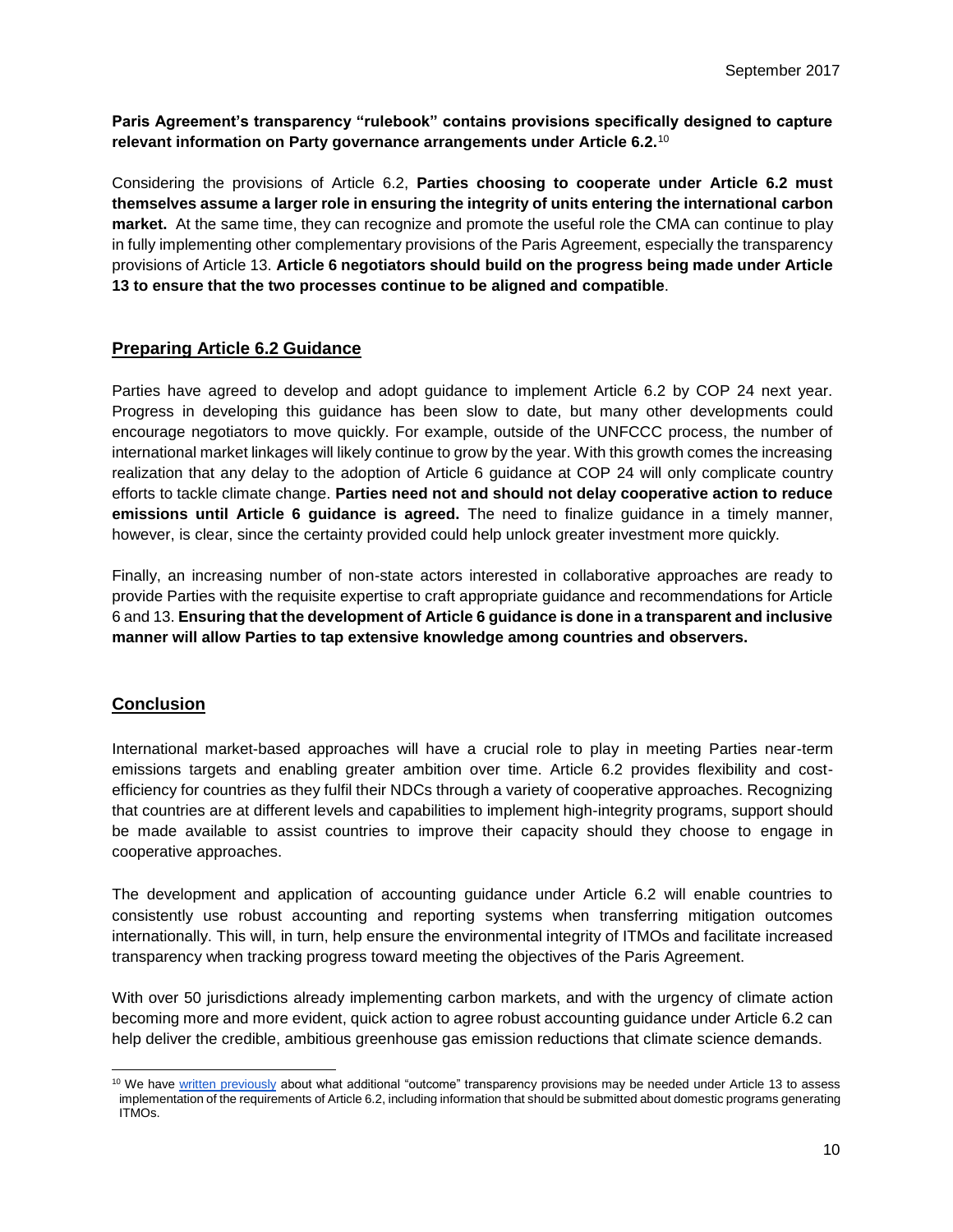**Paris Agreement's transparency "rulebook" contains provisions specifically designed to capture relevant information on Party governance arrangements under Article 6.2.**[10]

Considering the provisions of Article 6.2, **Parties choosing to cooperate under Article 6.2 must themselves assume a larger role in ensuring the integrity of units entering the international carbon market.** At the same time, they can recognize and promote the useful role the CMA can continue to play in fully implementing other complementary provisions of the Paris Agreement, especially the transparency provisions of Article 13. **Article 6 negotiators should build on the progress being made under Article 13 to ensure that the two processes continue to be aligned and compatible**.

## Preparing Article 6.2 Guidance

Parties have agreed to develop and adopt guidance to implement Article 6.2 by COP 24 next year. Progress in developing this guidance has been slow to date, but many other developments could encourage negotiators to move quickly. For example, outside of the UNFCCC process, the number of international market linkages will likely continue to grow by the year. With this growth comes the increasing realization that any delay to the adoption of Article 6 guidance at COP 24 will only complicate country efforts to tackle climate change. **Parties need not and should not delay cooperative action to reduce emissions until Article 6 guidance is agreed.** The need to finalize guidance in a timely manner, however, is clear, since the certainty provided could help unlock greater investment more quickly.

Finally, an increasing number of non-state actors interested in collaborative approaches are ready to provide Parties with the requisite expertise to craft appropriate guidance and recommendations for Article 6 and 13. **Ensuring that the development of Article 6 guidance is done in a transparent and inclusive manner will allow Parties to tap extensive knowledge among countries and observers.**

## Conclusion

International market-based approaches will have a crucial role to play in meeting Parties near-term emissions targets and enabling greater ambition over time. Article 6.2 provides flexibility and cost-efficiency for countries as they fulfil their NDCs through a variety of cooperative approaches. Recognizing that countries are at different levels and capabilities to implement high-integrity programs, support should be made available to assist countries to improve their capacity should they choose to engage in cooperative approaches.

The development and application of accounting guidance under Article 6.2 will enable countries to consistently use robust accounting and reporting systems when transferring mitigation outcomes internationally. This will, in turn, help ensure the environmental integrity of ITMOs and facilitate increased transparency when tracking progress toward meeting the objectives of the Paris Agreement.

With over 50 jurisdictions already implementing carbon markets, and with the urgency of climate action becoming more and more evident, quick action to agree robust accounting guidance under Article 6.2 can help deliver the credible, ambitious greenhouse gas emission reductions that climate science demands.

---

[10] We have written previously about what additional "outcome" transparency provisions may be needed under Article 13 to assess implementation of the requirements of Article 6.2, including information that should be submitted about domestic programs generating ITMOs.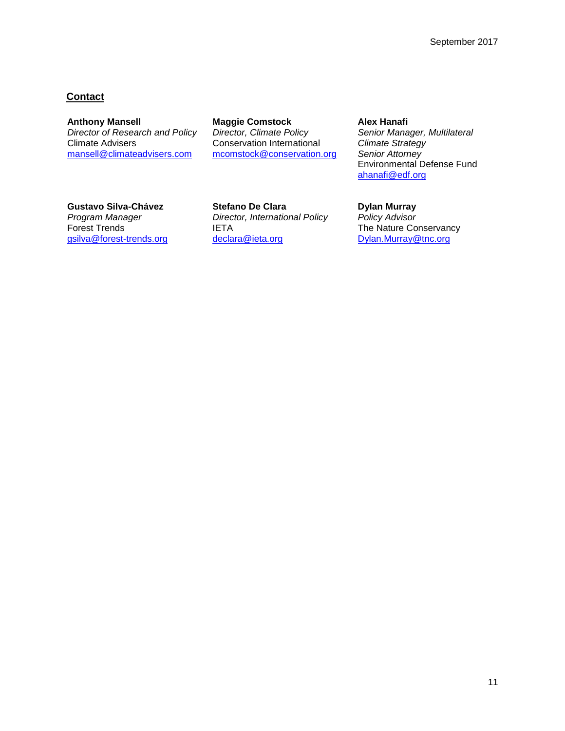September 2017

## Contact

**Anthony Mansell**
*Director of Research and Policy*
Climate Advisers
mansell@climateadvisers.com

**Maggie Comstock**
*Director, Climate Policy*
Conservation International
mcomstock@conservation.org

**Alex Hanafi**
*Senior Manager, Multilateral Climate Strategy*
*Senior Attorney*
Environmental Defense Fund
ahanafi@edf.org

**Gustavo Silva-Chávez**
*Program Manager*
Forest Trends
gsilva@forest-trends.org

**Stefano De Clara**
*Director, International Policy*
IETA
declara@ieta.org

**Dylan Murray**
*Policy Advisor*
The Nature Conservancy
Dylan.Murray@tnc.org